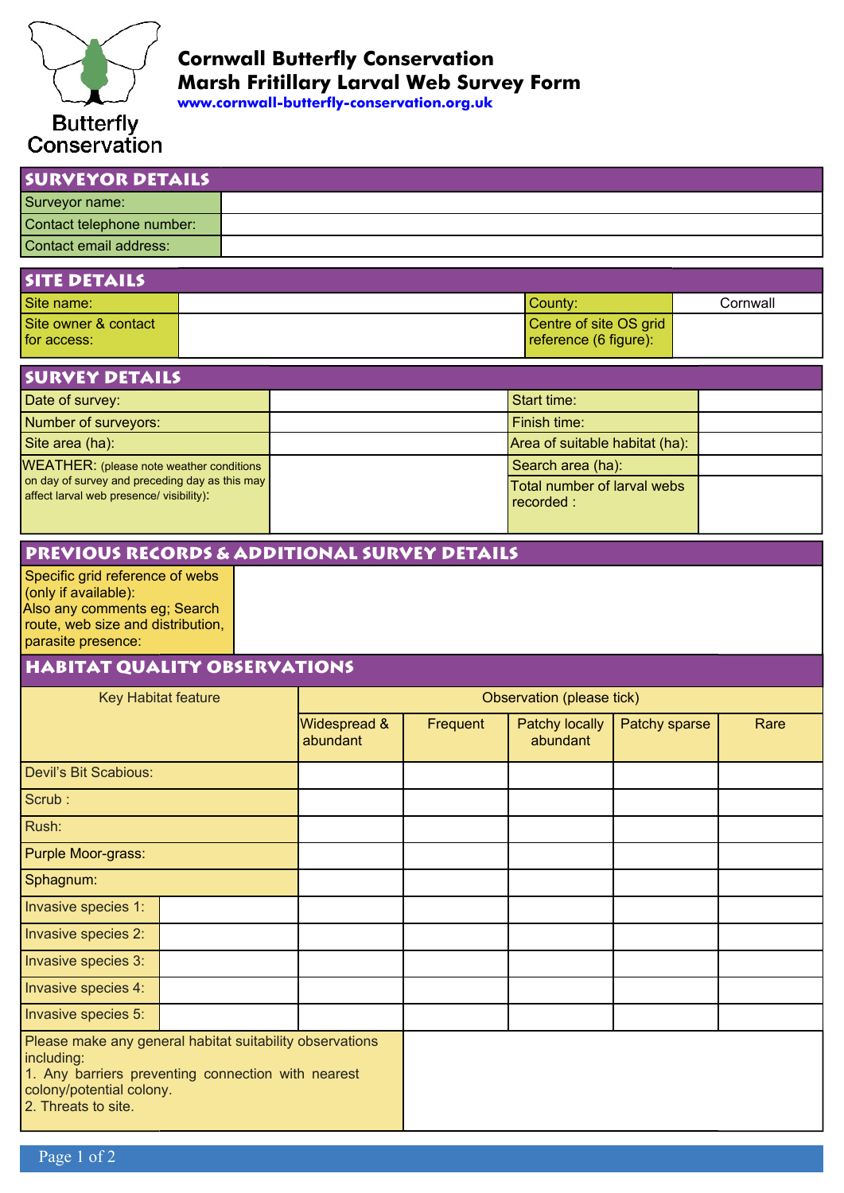Butterfly Conservation

# Cornwall Butterfly Conservation
# Marsh Fritillary Larval Web Survey Form

**www.cornwall-butterfly-conservation.org.uk**

## SURVEYOR DETAILS

| | |
|---|---|
| Surveyor name: | |
| Contact telephone number: | |
| Contact email address: | |

## SITE DETAILS

| | | | |
|---|---|---|---|
| Site name: | | County: | Cornwall |
| Site owner & contact for access: | | Centre of site OS grid reference (6 figure): | |

## SURVEY DETAILS

| | | | |
|---|---|---|---|
| Date of survey: | | Start time: | |
| Number of surveyors: | | Finish time: | |
| Site area (ha): | | Area of suitable habitat (ha): | |
| WEATHER: (please note weather conditions on day of survey and preceding day as this may affect larval web presence/ visibility): | | Search area (ha): | |
| | | Total number of larval webs recorded : | |

## PREVIOUS RECORDS & ADDITIONAL SURVEY DETAILS

| | |
|---|---|
| Specific grid reference of webs (only if available): Also any comments eg; Search route, web size and distribution, parasite presence: | |

## HABITAT QUALITY OBSERVATIONS

| Key Habitat feature | | Observation (please tick) | | | | |
|---|---|---|---|---|---|---|
| | | Widespread & abundant | Frequent | Patchy locally abundant | Patchy sparse | Rare |
| Devil's Bit Scabious: | | | | | | |
| Scrub : | | | | | | |
| Rush: | | | | | | |
| Purple Moor-grass: | | | | | | |
| Sphagnum: | | | | | | |
| Invasive species 1: | | | | | | |
| Invasive species 2: | | | | | | |
| Invasive species 3: | | | | | | |
| Invasive species 4: | | | | | | |
| Invasive species 5: | | | | | | |

| | |
|---|---|
| Please make any general habitat suitability observations including:<br>1. Any barriers preventing connection with nearest colony/potential colony.<br>2. Threats to site. | |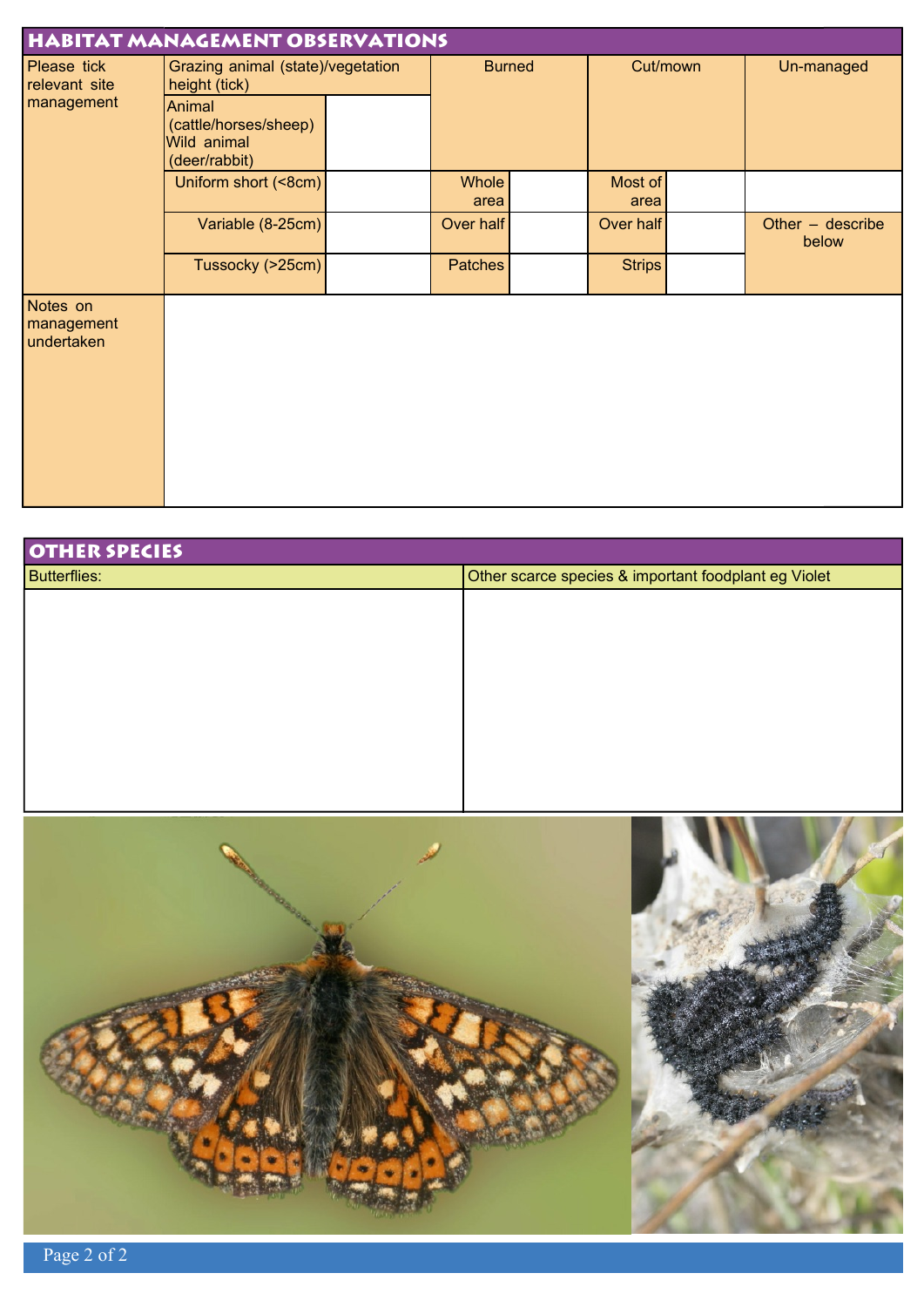## HABITAT MANAGEMENT OBSERVATIONS

| Please tick relevant site management | Grazing animal (state)/vegetation height (tick) | | Burned | | Cut/mown | | Un-managed |
|---|---|---|---|---|---|---|---|
| | Animal (cattle/horses/sheep) Wild animal (deer/rabbit) | | | | | | |
| | Uniform short (<8cm) | | Whole area | | Most of area | | |
| | Variable (8-25cm) | | Over half | | Over half | | Other – describe below |
| | Tussocky (>25cm) | | Patches | | Strips | | |
| Notes on management undertaken | | | | | | | |

## OTHER SPECIES

| Butterflies: | Other scarce species & important foodplant eg Violet |
|---|---|
| | |